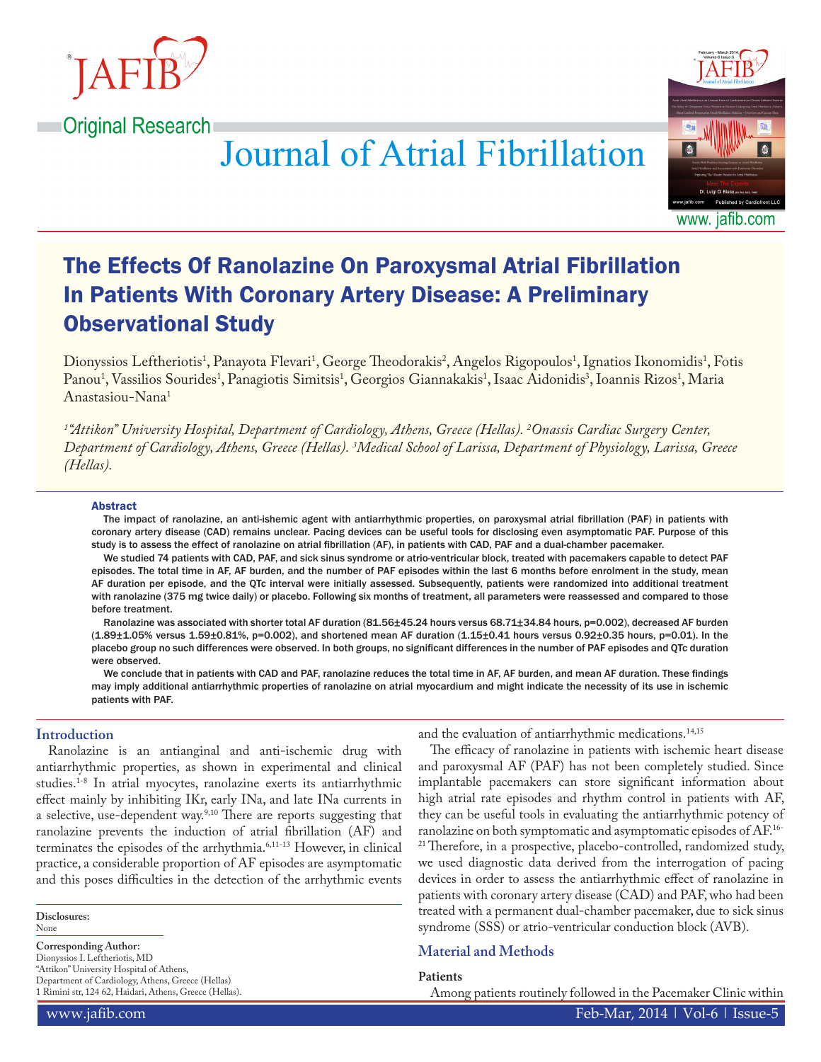Original Research

# Journal of Atrial Fibrillation

## The Effects Of Ranolazine On Paroxysmal Atrial Fibrillation In Patients With Coronary Artery Disease: A Preliminary Observational Study

Dionyssios Leftheriotis[1], Panayota Flevari[1], George Theodorakis[2], Angelos Rigopoulos[1], Ignatios Ikonomidis[1], Fotis Panou[1], Vassilios Sourides[1], Panagiotis Simitsis[1], Georgios Giannakakis[1], Isaac Aidonidis[3], Ioannis Rizos[1], Maria Anastasiou-Nana[1]

*[1]"Attikon" University Hospital, Department of Cardiology, Athens, Greece (Hellas). [2]Onassis Cardiac Surgery Center, Department of Cardiology, Athens, Greece (Hellas). [3]Medical School of Larissa, Department of Physiology, Larissa, Greece (Hellas).*

### Abstract

**The impact of ranolazine, an anti-ishemic agent with antiarrhythmic properties, on paroxysmal atrial fibrillation (PAF) in patients with coronary artery disease (CAD) remains unclear. Pacing devices can be useful tools for disclosing even asymptomatic PAF. Purpose of this study is to assess the effect of ranolazine on atrial fibrillation (AF), in patients with CAD, PAF and a dual-chamber pacemaker.**

**We studied 74 patients with CAD, PAF, and sick sinus syndrome or atrio-ventricular block, treated with pacemakers capable to detect PAF episodes. The total time in AF, AF burden, and the number of PAF episodes within the last 6 months before enrolment in the study, mean AF duration per episode, and the QTc interval were initially assessed. Subsequently, patients were randomized into additional treatment with ranolazine (375 mg twice daily) or placebo. Following six months of treatment, all parameters were reassessed and compared to those before treatment.**

**Ranolazine was associated with shorter total AF duration (81.56±45.24 hours versus 68.71±34.84 hours, p=0.002), decreased AF burden (1.89±1.05% versus 1.59±0.81%, p=0.002), and shortened mean AF duration (1.15±0.41 hours versus 0.92±0.35 hours, p=0.01). In the placebo group no such differences were observed. In both groups, no significant differences in the number of PAF episodes and QTc duration were observed.**

**We conclude that in patients with CAD and PAF, ranolazine reduces the total time in AF, AF burden, and mean AF duration. These findings may imply additional antiarrhythmic properties of ranolazine on atrial myocardium and might indicate the necessity of its use in ischemic patients with PAF.**

### Introduction

Ranolazine is an antianginal and anti-ischemic drug with antiarrhythmic properties, as shown in experimental and clinical studies.[1-8] In atrial myocytes, ranolazine exerts its antiarrhythmic effect mainly by inhibiting IKr, early INa, and late INa currents in a selective, use-dependent way.[9,10] There are reports suggesting that ranolazine prevents the induction of atrial fibrillation (AF) and terminates the episodes of the arrhythmia.[6,11-13] However, in clinical practice, a considerable proportion of AF episodes are asymptomatic and this poses difficulties in the detection of the arrhythmic events and the evaluation of antiarrhythmic medications.[14,15]

The efficacy of ranolazine in patients with ischemic heart disease and paroxysmal AF (PAF) has not been completely studied. Since implantable pacemakers can store significant information about high atrial rate episodes and rhythm control in patients with AF, they can be useful tools in evaluating the antiarrhythmic potency of ranolazine on both symptomatic and asymptomatic episodes of AF.[16-21] Therefore, in a prospective, placebo-controlled, randomized study, we used diagnostic data derived from the interrogation of pacing devices in order to assess the antiarrhythmic effect of ranolazine in patients with coronary artery disease (CAD) and PAF, who had been treated with a permanent dual-chamber pacemaker, due to sick sinus syndrome (SSS) or atrio-ventricular conduction block (AVB).

### Material and Methods

#### Patients

Among patients routinely followed in the Pacemaker Clinic within

**Disclosures:**
None

**Corresponding Author:**
Dionyssios I. Leftheriotis, MD
"Attikon" University Hospital of Athens,
Department of Cardiology, Athens, Greece (Hellas)
1 Rimini str, 124 62, Haidari, Athens, Greece (Hellas).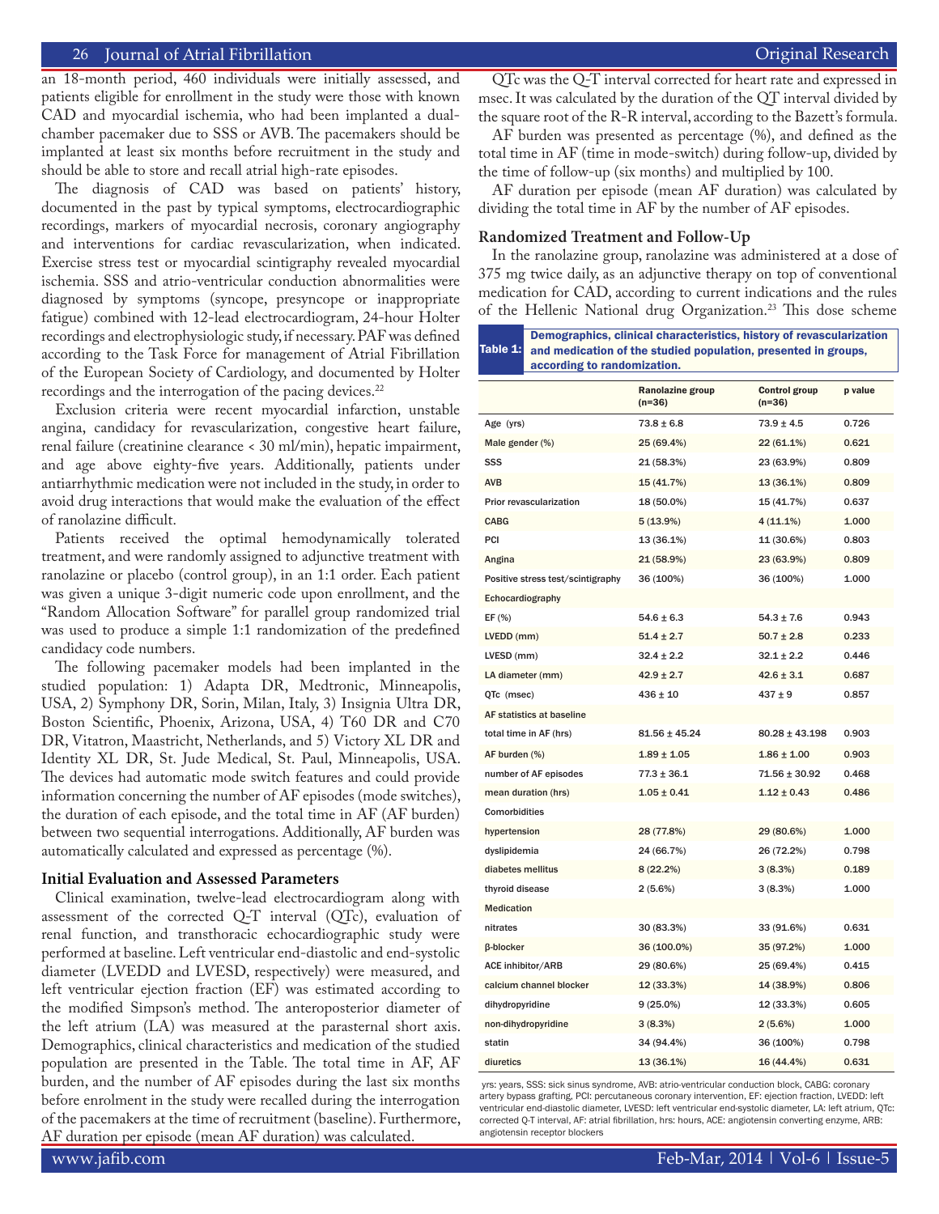an 18-month period, 460 individuals were initially assessed, and patients eligible for enrollment in the study were those with known CAD and myocardial ischemia, who had been implanted a dual-chamber pacemaker due to SSS or AVB. The pacemakers should be implanted at least six months before recruitment in the study and should be able to store and recall atrial high-rate episodes.

The diagnosis of CAD was based on patients' history, documented in the past by typical symptoms, electrocardiographic recordings, markers of myocardial necrosis, coronary angiography and interventions for cardiac revascularization, when indicated. Exercise stress test or myocardial scintigraphy revealed myocardial ischemia. SSS and atrio-ventricular conduction abnormalities were diagnosed by symptoms (syncope, presyncope or inappropriate fatigue) combined with 12-lead electrocardiogram, 24-hour Holter recordings and electrophysiologic study, if necessary. PAF was defined according to the Task Force for management of Atrial Fibrillation of the European Society of Cardiology, and documented by Holter recordings and the interrogation of the pacing devices.[22]

Exclusion criteria were recent myocardial infarction, unstable angina, candidacy for revascularization, congestive heart failure, renal failure (creatinine clearance < 30 ml/min), hepatic impairment, and age above eighty-five years. Additionally, patients under antiarrhythmic medication were not included in the study, in order to avoid drug interactions that would make the evaluation of the effect of ranolazine difficult.

Patients received the optimal hemodynamically tolerated treatment, and were randomly assigned to adjunctive treatment with ranolazine or placebo (control group), in an 1:1 order. Each patient was given a unique 3-digit numeric code upon enrollment, and the "Random Allocation Software" for parallel group randomized trial was used to produce a simple 1:1 randomization of the predefined candidacy code numbers.

The following pacemaker models had been implanted in the studied population: 1) Adapta DR, Medtronic, Minneapolis, USA, 2) Symphony DR, Sorin, Milan, Italy, 3) Insignia Ultra DR, Boston Scientific, Phoenix, Arizona, USA, 4) T60 DR and C70 DR, Vitatron, Maastricht, Netherlands, and 5) Victory XL DR and Identity XL DR, St. Jude Medical, St. Paul, Minneapolis, USA. The devices had automatic mode switch features and could provide information concerning the number of AF episodes (mode switches), the duration of each episode, and the total time in AF (AF burden) between two sequential interrogations. Additionally, AF burden was automatically calculated and expressed as percentage (%).

### Initial Evaluation and Assessed Parameters

Clinical examination, twelve-lead electrocardiogram along with assessment of the corrected Q-T interval (QTc), evaluation of renal function, and transthoracic echocardiographic study were performed at baseline. Left ventricular end-diastolic and end-systolic diameter (LVEDD and LVESD, respectively) were measured, and left ventricular ejection fraction (EF) was estimated according to the modified Simpson's method. The anteroposterior diameter of the left atrium (LA) was measured at the parasternal short axis. Demographics, clinical characteristics and medication of the studied population are presented in the Table. The total time in AF, AF burden, and the number of AF episodes during the last six months before enrolment in the study were recalled during the interrogation of the pacemakers at the time of recruitment (baseline). Furthermore, AF duration per episode (mean AF duration) was calculated.

QTc was the Q-T interval corrected for heart rate and expressed in msec. It was calculated by the duration of the QT interval divided by the square root of the R-R interval, according to the Bazett's formula.

AF burden was presented as percentage (%), and defined as the total time in AF (time in mode-switch) during follow-up, divided by the time of follow-up (six months) and multiplied by 100.

AF duration per episode (mean AF duration) was calculated by dividing the total time in AF by the number of AF episodes.

### Randomized Treatment and Follow-Up

In the ranolazine group, ranolazine was administered at a dose of 375 mg twice daily, as an adjunctive therapy on top of conventional medication for CAD, according to current indications and the rules of the Hellenic National drug Organization.[23] This dose scheme

**Table 1:** Demographics, clinical characteristics, history of revascularization and medication of the studied population, presented in groups, according to randomization.

| | Ranolazine group (n=36) | Control group (n=36) | p value |
|---|---|---|---|
| Age (yrs) | 73.8 ± 6.8 | 73.9 ± 4.5 | 0.726 |
| Male gender (%) | 25 (69.4%) | 22 (61.1%) | 0.621 |
| SSS | 21 (58.3%) | 23 (63.9%) | 0.809 |
| AVB | 15 (41.7%) | 13 (36.1%) | 0.809 |
| Prior revascularization | 18 (50.0%) | 15 (41.7%) | 0.637 |
| CABG | 5 (13.9%) | 4 (11.1%) | 1.000 |
| PCI | 13 (36.1%) | 11 (30.6%) | 0.803 |
| Angina | 21 (58.9%) | 23 (63.9%) | 0.809 |
| Positive stress test/scintigraphy | 36 (100%) | 36 (100%) | 1.000 |
| Echocardiography | | | |
| EF (%) | 54.6 ± 6.3 | 54.3 ± 7.6 | 0.943 |
| LVEDD (mm) | 51.4 ± 2.7 | 50.7 ± 2.8 | 0.233 |
| LVESD (mm) | 32.4 ± 2.2 | 32.1 ± 2.2 | 0.446 |
| LA diameter (mm) | 42.9 ± 2.7 | 42.6 ± 3.1 | 0.687 |
| QTc (msec) | 436 ± 10 | 437 ± 9 | 0.857 |
| AF statistics at baseline | | | |
| total time in AF (hrs) | 81.56 ± 45.24 | 80.28 ± 43.198 | 0.903 |
| AF burden (%) | 1.89 ± 1.05 | 1.86 ± 1.00 | 0.903 |
| number of AF episodes | 77.3 ± 36.1 | 71.56 ± 30.92 | 0.468 |
| mean duration (hrs) | 1.05 ± 0.41 | 1.12 ± 0.43 | 0.486 |
| Comorbidities | | | |
| hypertension | 28 (77.8%) | 29 (80.6%) | 1.000 |
| dyslipidemia | 24 (66.7%) | 26 (72.2%) | 0.798 |
| diabetes mellitus | 8 (22.2%) | 3 (8.3%) | 0.189 |
| thyroid disease | 2 (5.6%) | 3 (8.3%) | 1.000 |
| Medication | | | |
| nitrates | 30 (83.3%) | 33 (91.6%) | 0.631 |
| β-blocker | 36 (100.0%) | 35 (97.2%) | 1.000 |
| ACE inhibitor/ARB | 29 (80.6%) | 25 (69.4%) | 0.415 |
| calcium channel blocker | 12 (33.3%) | 14 (38.9%) | 0.806 |
| dihydropyridine | 9 (25.0%) | 12 (33.3%) | 0.605 |
| non-dihydropyridine | 3 (8.3%) | 2 (5.6%) | 1.000 |
| statin | 34 (94.4%) | 36 (100%) | 0.798 |
| diuretics | 13 (36.1%) | 16 (44.4%) | 0.631 |

yrs: years, SSS: sick sinus syndrome, AVB: atrio-ventricular conduction block, CABG: coronary artery bypass grafting, PCI: percutaneous coronary intervention, EF: ejection fraction, LVEDD: left ventricular end-diastolic diameter, LVESD: left ventricular end-systolic diameter, LA: left atrium, QTc: corrected Q-T interval, AF: atrial fibrillation, hrs: hours, ACE: angiotensin converting enzyme, ARB: angiotensin receptor blockers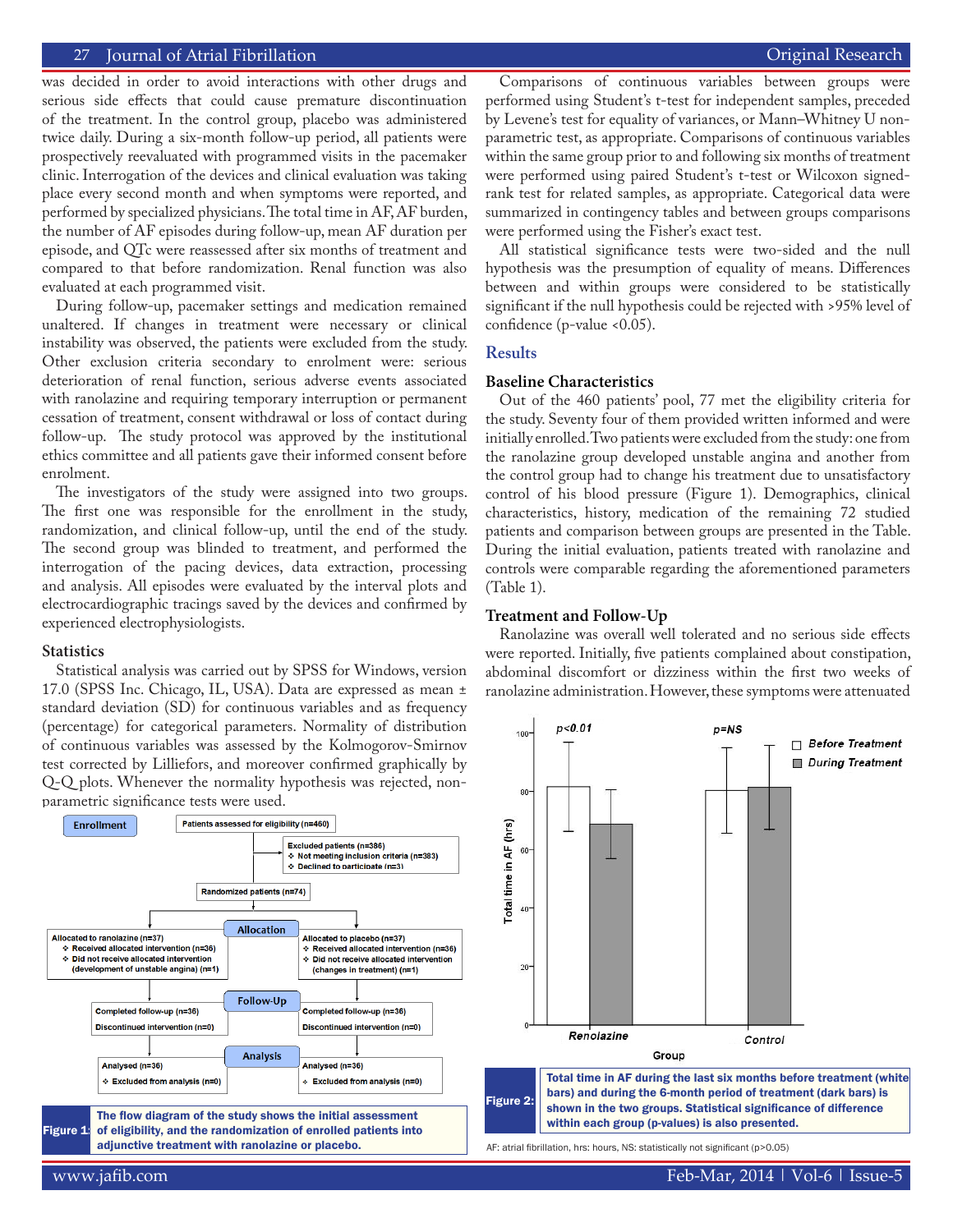was decided in order to avoid interactions with other drugs and serious side effects that could cause premature discontinuation of the treatment. In the control group, placebo was administered twice daily. During a six-month follow-up period, all patients were prospectively reevaluated with programmed visits in the pacemaker clinic. Interrogation of the devices and clinical evaluation was taking place every second month and when symptoms were reported, and performed by specialized physicians. The total time in AF, AF burden, the number of AF episodes during follow-up, mean AF duration per episode, and QTc were reassessed after six months of treatment and compared to that before randomization. Renal function was also evaluated at each programmed visit.

During follow-up, pacemaker settings and medication remained unaltered. If changes in treatment were necessary or clinical instability was observed, the patients were excluded from the study. Other exclusion criteria secondary to enrolment were: serious deterioration of renal function, serious adverse events associated with ranolazine and requiring temporary interruption or permanent cessation of treatment, consent withdrawal or loss of contact during follow-up. The study protocol was approved by the institutional ethics committee and all patients gave their informed consent before enrolment.

The investigators of the study were assigned into two groups. The first one was responsible for the enrollment in the study, randomization, and clinical follow-up, until the end of the study. The second group was blinded to treatment, and performed the interrogation of the pacing devices, data extraction, processing and analysis. All episodes were evaluated by the interval plots and electrocardiographic tracings saved by the devices and confirmed by experienced electrophysiologists.

### Statistics

Statistical analysis was carried out by SPSS for Windows, version 17.0 (SPSS Inc. Chicago, IL, USA). Data are expressed as mean ± standard deviation (SD) for continuous variables and as frequency (percentage) for categorical parameters. Normality of distribution of continuous variables was assessed by the Kolmogorov-Smirnov test corrected by Lilliefors, and moreover confirmed graphically by Q-Q plots. Whenever the normality hypothesis was rejected, non-parametric significance tests were used.

Comparisons of continuous variables between groups were performed using Student's t-test for independent samples, preceded by Levene's test for equality of variances, or Mann–Whitney U non-parametric test, as appropriate. Comparisons of continuous variables within the same group prior to and following six months of treatment were performed using paired Student's t-test or Wilcoxon signed-rank test for related samples, as appropriate. Categorical data were summarized in contingency tables and between groups comparisons were performed using the Fisher's exact test.

All statistical significance tests were two-sided and the null hypothesis was the presumption of equality of means. Differences between and within groups were considered to be statistically significant if the null hypothesis could be rejected with >95% level of confidence ($p$-value $<0.05$).

## Results

### Baseline Characteristics

Out of the 460 patients' pool, 77 met the eligibility criteria for the study. Seventy four of them provided written informed and were initially enrolled. Two patients were excluded from the study: one from the ranolazine group developed unstable angina and another from the control group had to change his treatment due to unsatisfactory control of his blood pressure (Figure 1). Demographics, clinical characteristics, history, medication of the remaining 72 studied patients and comparison between groups are presented in the Table. During the initial evaluation, patients treated with ranolazine and controls were comparable regarding the aforementioned parameters (Table 1).

### Treatment and Follow-Up

Ranolazine was overall well tolerated and no serious side effects were reported. Initially, five patients complained about constipation, abdominal discomfort or dizziness within the first two weeks of ranolazine administration. However, these symptoms were attenuated

Enrollment: Patients assessed for eligibility (n=460)
Excluded patients (n=386)
- Not meeting inclusion criteria (n=383)
- Declined to participate (n=3)

Randomized patients (n=74)

Allocation:
- Allocated to ranolazine (n=37)
  - Received allocated intervention (n=36)
  - Did not receive allocated intervention (development of unstable angina) (n=1)
- Allocated to placebo (n=37)
  - Received allocated intervention (n=36)
  - Did not receive allocated intervention (changes in treatment) (n=1)

Follow-Up:
- Completed follow-up (n=36); Discontinued intervention (n=0)
- Completed follow-up (n=36); Discontinued intervention (n=0)

Analysis:
- Analysed (n=36); Excluded from analysis (n=0)
- Analysed (n=36); Excluded from analysis (n=0)

**Figure 1: The flow diagram of the study shows the initial assessment of eligibility, and the randomization of enrolled patients into adjunctive treatment with ranolazine or placebo.**

**Figure 2: Total time in AF during the last six months before treatment (white bars) and during the 6-month period of treatment (dark bars) is shown in the two groups. Statistical significance of difference within each group (p-values) is also presented.**

AF: atrial fibrillation, hrs: hours, NS: statistically not significant (p>0.05)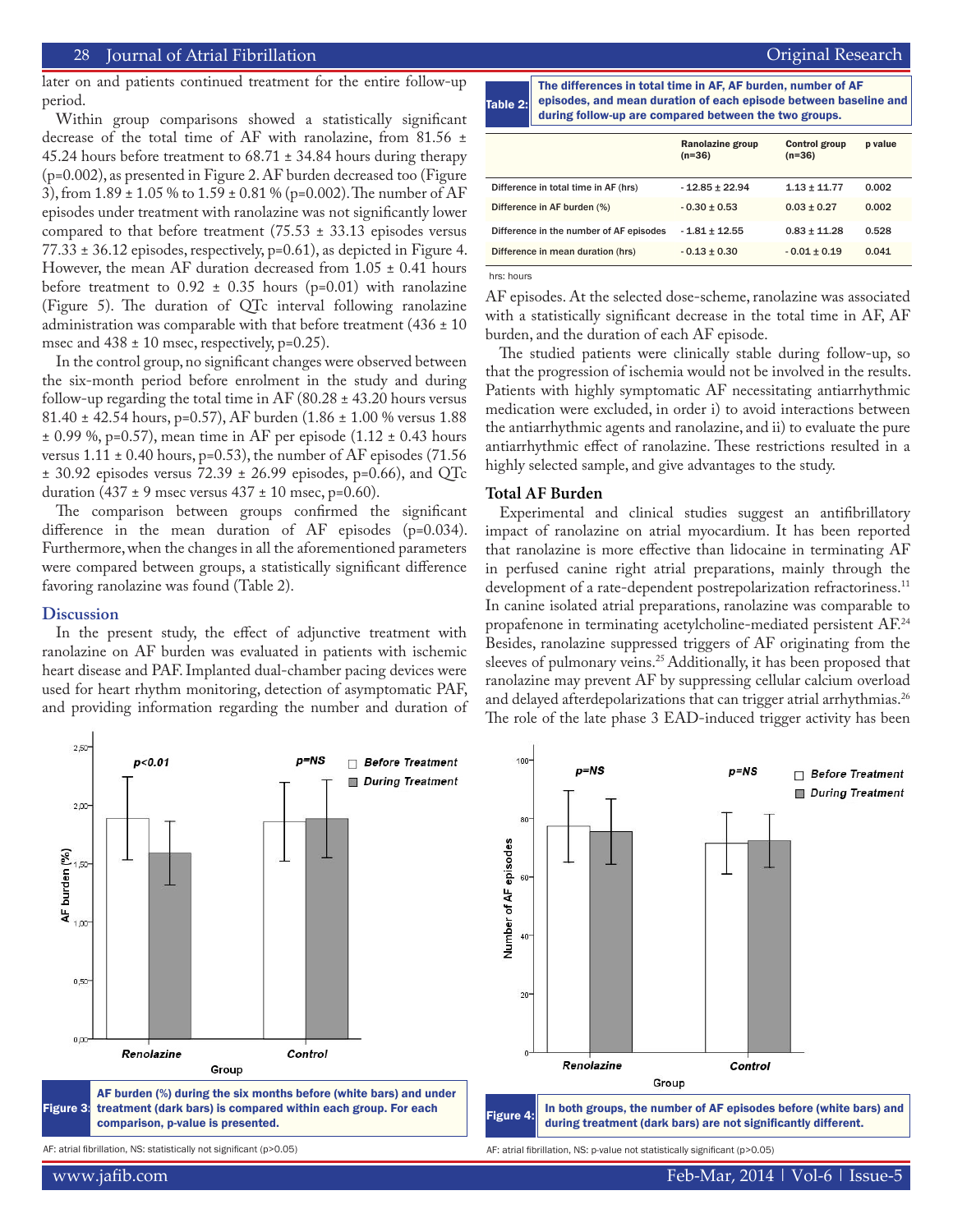later on and patients continued treatment for the entire follow-up period.

Within group comparisons showed a statistically significant decrease of the total time of AF with ranolazine, from 81.56 ± 45.24 hours before treatment to 68.71 ± 34.84 hours during therapy (p=0.002), as presented in Figure 2. AF burden decreased too (Figure 3), from 1.89 ± 1.05 % to 1.59 ± 0.81 % (p=0.002). The number of AF episodes under treatment with ranolazine was not significantly lower compared to that before treatment (75.53 ± 33.13 episodes versus 77.33 ± 36.12 episodes, respectively, p=0.61), as depicted in Figure 4. However, the mean AF duration decreased from 1.05 ± 0.41 hours before treatment to 0.92 ± 0.35 hours (p=0.01) with ranolazine (Figure 5). The duration of QTc interval following ranolazine administration was comparable with that before treatment (436 ± 10 msec and 438 ± 10 msec, respectively, p=0.25).

In the control group, no significant changes were observed between the six-month period before enrolment in the study and during follow-up regarding the total time in AF (80.28 ± 43.20 hours versus 81.40 ± 42.54 hours, p=0.57), AF burden (1.86 ± 1.00 % versus 1.88 ± 0.99 %, p=0.57), mean time in AF per episode (1.12 ± 0.43 hours versus 1.11 ± 0.40 hours, p=0.53), the number of AF episodes (71.56 ± 30.92 episodes versus 72.39 ± 26.99 episodes, p=0.66), and QTc duration (437 ± 9 msec versus 437 ± 10 msec, p=0.60).

The comparison between groups confirmed the significant difference in the mean duration of AF episodes (p=0.034). Furthermore, when the changes in all the aforementioned parameters were compared between groups, a statistically significant difference favoring ranolazine was found (Table 2).

## Discussion

In the present study, the effect of adjunctive treatment with ranolazine on AF burden was evaluated in patients with ischemic heart disease and PAF. Implanted dual-chamber pacing devices were used for heart rhythm monitoring, detection of asymptomatic PAF, and providing information regarding the number and duration of AF episodes. At the selected dose-scheme, ranolazine was associated with a statistically significant decrease in the total time in AF, AF burden, and the duration of each AF episode.

The studied patients were clinically stable during follow-up, so that the progression of ischemia would not be involved in the results. Patients with highly symptomatic AF necessitating antiarrhythmic medication were excluded, in order i) to avoid interactions between the antiarrhythmic agents and ranolazine, and ii) to evaluate the pure antiarrhythmic effect of ranolazine. These restrictions resulted in a highly selected sample, and give advantages to the study.

**Table 2:** The differences in total time in AF, AF burden, number of AF episodes, and mean duration of each episode between baseline and during follow-up are compared between the two groups.

| | Ranolazine group (n=36) | Control group (n=36) | p value |
|---|---|---|---|
| Difference in total time in AF (hrs) | - 12.85 ± 22.94 | 1.13 ± 11.77 | 0.002 |
| Difference in AF burden (%) | - 0.30 ± 0.53 | 0.03 ± 0.27 | 0.002 |
| Difference in the number of AF episodes | - 1.81 ± 12.55 | 0.83 ± 11.28 | 0.528 |
| Difference in mean duration (hrs) | - 0.13 ± 0.30 | - 0.01 ± 0.19 | 0.041 |

hrs: hours

### Total AF Burden

Experimental and clinical studies suggest an antifibrillatory impact of ranolazine on atrial myocardium. It has been reported that ranolazine is more effective than lidocaine in terminating AF in perfused canine right atrial preparations, mainly through the development of a rate-dependent postrepolarization refractoriness.[11] In canine isolated atrial preparations, ranolazine was comparable to propafenone in terminating acetylcholine-mediated persistent AF.[24] Besides, ranolazine suppressed triggers of AF originating from the sleeves of pulmonary veins.[25] Additionally, it has been proposed that ranolazine may prevent AF by suppressing cellular calcium overload and delayed afterdepolarizations that can trigger atrial arrhythmias.[26] The role of the late phase 3 EAD-induced trigger activity has been

**Figure 3:** AF burden (%) during the six months before (white bars) and under treatment (dark bars) is compared within each group. For each comparison, p-value is presented.

AF: atrial fibrillation, NS: statistically not significant (p>0.05)

**Figure 4:** In both groups, the number of AF episodes before (white bars) and during treatment (dark bars) are not significantly different.

AF: atrial fibrillation, NS: p-value not statistically significant (p>0.05)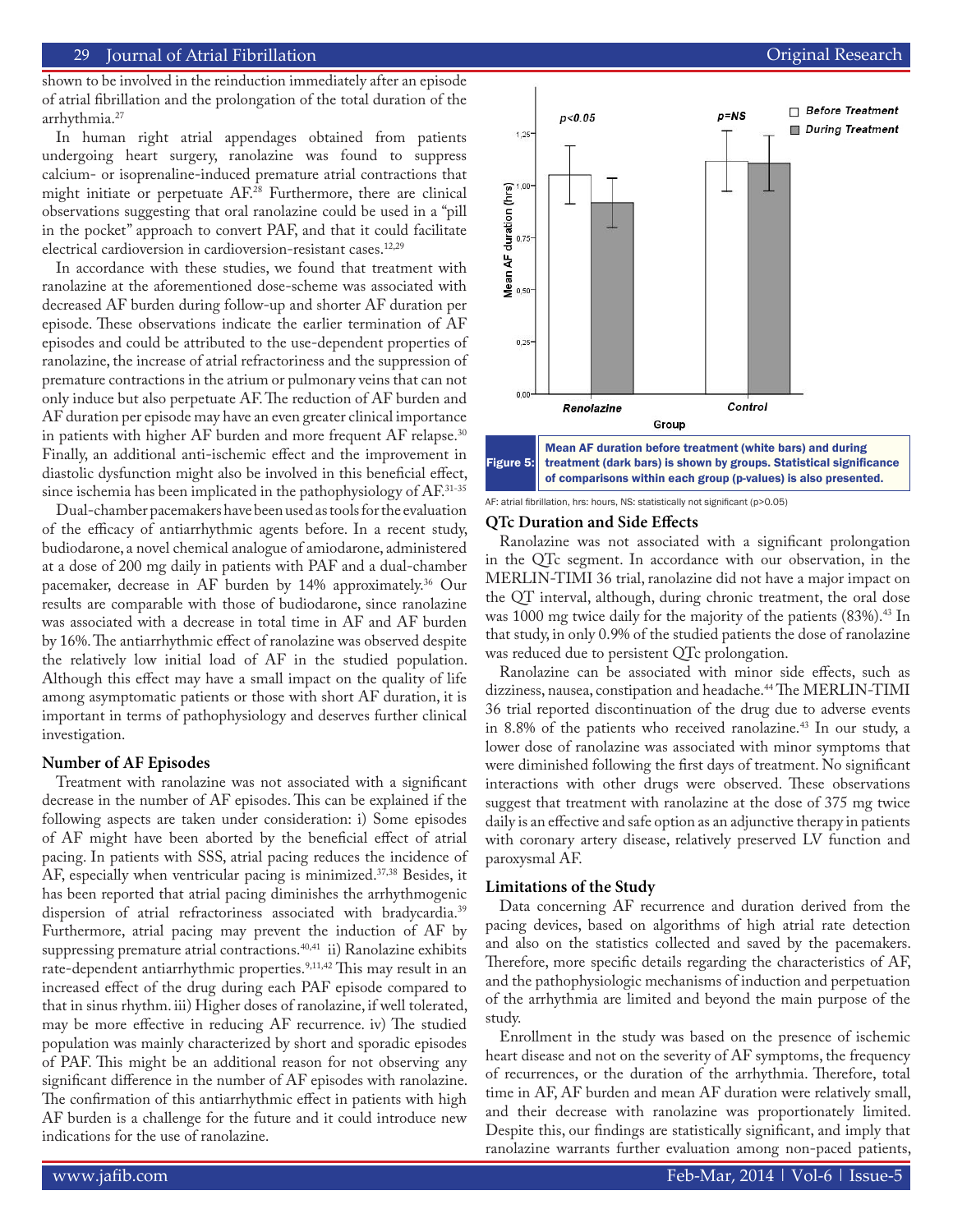shown to be involved in the reinduction immediately after an episode of atrial fibrillation and the prolongation of the total duration of the arrhythmia.[27]

In human right atrial appendages obtained from patients undergoing heart surgery, ranolazine was found to suppress calcium- or isoprenaline-induced premature atrial contractions that might initiate or perpetuate AF.[28] Furthermore, there are clinical observations suggesting that oral ranolazine could be used in a "pill in the pocket" approach to convert PAF, and that it could facilitate electrical cardioversion in cardioversion-resistant cases.[12,29]

In accordance with these studies, we found that treatment with ranolazine at the aforementioned dose-scheme was associated with decreased AF burden during follow-up and shorter AF duration per episode. These observations indicate the earlier termination of AF episodes and could be attributed to the use-dependent properties of ranolazine, the increase of atrial refractoriness and the suppression of premature contractions in the atrium or pulmonary veins that can not only induce but also perpetuate AF. The reduction of AF burden and AF duration per episode may have an even greater clinical importance in patients with higher AF burden and more frequent AF relapse.[30] Finally, an additional anti-ischemic effect and the improvement in diastolic dysfunction might also be involved in this beneficial effect, since ischemia has been implicated in the pathophysiology of AF.[31-35]

Dual-chamber pacemakers have been used as tools for the evaluation of the efficacy of antiarrhythmic agents before. In a recent study, budiodarone, a novel chemical analogue of amiodarone, administered at a dose of 200 mg daily in patients with PAF and a dual-chamber pacemaker, decrease in AF burden by 14% approximately.[36] Our results are comparable with those of budiodarone, since ranolazine was associated with a decrease in total time in AF and AF burden by 16%. The antiarrhythmic effect of ranolazine was observed despite the relatively low initial load of AF in the studied population. Although this effect may have a small impact on the quality of life among asymptomatic patients or those with short AF duration, it is important in terms of pathophysiology and deserves further clinical investigation.

### Number of AF Episodes

Treatment with ranolazine was not associated with a significant decrease in the number of AF episodes. This can be explained if the following aspects are taken under consideration: i) Some episodes of AF might have been aborted by the beneficial effect of atrial pacing. In patients with SSS, atrial pacing reduces the incidence of AF, especially when ventricular pacing is minimized.[37,38] Besides, it has been reported that atrial pacing diminishes the arrhythmogenic dispersion of atrial refractoriness associated with bradycardia.[39] Furthermore, atrial pacing may prevent the induction of AF by suppressing premature atrial contractions.[40,41] ii) Ranolazine exhibits rate-dependent antiarrhythmic properties.[9,11,42] This may result in an increased effect of the drug during each PAF episode compared to that in sinus rhythm. iii) Higher doses of ranolazine, if well tolerated, may be more effective in reducing AF recurrence. iv) The studied population was mainly characterized by short and sporadic episodes of PAF. This might be an additional reason for not observing any significant difference in the number of AF episodes with ranolazine. The confirmation of this antiarrhythmic effect in patients with high AF burden is a challenge for the future and it could introduce new indications for the use of ranolazine.

**Figure 5:** Mean AF duration before treatment (white bars) and during treatment (dark bars) is shown by groups. Statistical significance of comparisons within each group (p-values) is also presented.

AF: atrial fibrillation, hrs: hours, NS: statistically not significant ($p>0.05$)

### QTc Duration and Side Effects

Ranolazine was not associated with a significant prolongation in the QTc segment. In accordance with our observation, in the MERLIN-TIMI 36 trial, ranolazine did not have a major impact on the QT interval, although, during chronic treatment, the oral dose was 1000 mg twice daily for the majority of the patients (83%).[43] In that study, in only 0.9% of the studied patients the dose of ranolazine was reduced due to persistent QTc prolongation.

Ranolazine can be associated with minor side effects, such as dizziness, nausea, constipation and headache.[44] The MERLIN-TIMI 36 trial reported discontinuation of the drug due to adverse events in 8.8% of the patients who received ranolazine.[43] In our study, a lower dose of ranolazine was associated with minor symptoms that were diminished following the first days of treatment. No significant interactions with other drugs were observed. These observations suggest that treatment with ranolazine at the dose of 375 mg twice daily is an effective and safe option as an adjunctive therapy in patients with coronary artery disease, relatively preserved LV function and paroxysmal AF.

### Limitations of the Study

Data concerning AF recurrence and duration derived from the pacing devices, based on algorithms of high atrial rate detection and also on the statistics collected and saved by the pacemakers. Therefore, more specific details regarding the characteristics of AF, and the pathophysiologic mechanisms of induction and perpetuation of the arrhythmia are limited and beyond the main purpose of the study.

Enrollment in the study was based on the presence of ischemic heart disease and not on the severity of AF symptoms, the frequency of recurrences, or the duration of the arrhythmia. Therefore, total time in AF, AF burden and mean AF duration were relatively small, and their decrease with ranolazine was proportionately limited. Despite this, our findings are statistically significant, and imply that ranolazine warrants further evaluation among non-paced patients,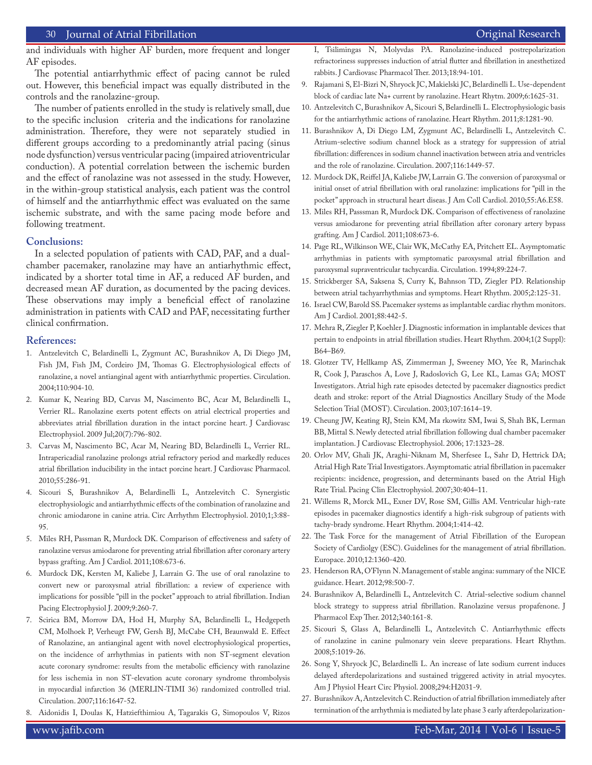and individuals with higher AF burden, more frequent and longer AF episodes.

The potential antiarrhythmic effect of pacing cannot be ruled out. However, this beneficial impact was equally distributed in the controls and the ranolazine-group.

The number of patients enrolled in the study is relatively small, due to the specific inclusion criteria and the indications for ranolazine administration. Therefore, they were not separately studied in different groups according to a predominantly atrial pacing (sinus node dysfunction) versus ventricular pacing (impaired atrioventricular conduction). A potential correlation between the ischemic burden and the effect of ranolazine was not assessed in the study. However, in the within-group statistical analysis, each patient was the control of himself and the antiarrhythmic effect was evaluated on the same ischemic substrate, and with the same pacing mode before and following treatment.

## Conclusions:

In a selected population of patients with CAD, PAF, and a dual-chamber pacemaker, ranolazine may have an antiarhythmic effect, indicated by a shorter total time in AF, a reduced AF burden, and decreased mean AF duration, as documented by the pacing devices. These observations may imply a beneficial effect of ranolazine administration in patients with CAD and PAF, necessitating further clinical confirmation.

## References:

1. Antzelevitch C, Belardinelli L, Zygmunt AC, Burashnikov A, Di Diego JM, Fish JM, Fish JM, Cordeiro JM, Thomas G. Electrophysiological effects of ranolazine, a novel antianginal agent with antiarrhythmic properties. Circulation. 2004;110:904-10.
2. Kumar K, Nearing BD, Carvas M, Nascimento BC, Acar M, Belardinelli L, Verrier RL. Ranolazine exerts potent effects on atrial electrical properties and abbreviates atrial fibrillation duration in the intact porcine heart. J Cardiovasc Electrophysiol. 2009 Jul;20(7):796-802.
3. Carvas M, Nascimento BC, Acar M, Nearing BD, Belardinelli L, Verrier RL. Intrapericadial ranolazine prolongs atrial refractory period and markedly reduces atrial fibrillation inducibility in the intact porcine heart. J Cardiovasc Pharmacol. 2010;55:286-91.
4. Sicouri S, Burashnikov A, Belardinelli L, Antzelevitch C. Synergistic electrophysiologic and antiarrhythmic effects of the combination of ranolazine and chronic amiodarone in canine atria. Circ Arrhythm Electrophysiol. 2010;1;3:88-95.
5. Miles RH, Passman R, Murdock DK. Comparison of effectiveness and safety of ranolazine versus amiodarone for preventing atrial fibrillation after coronary artery bypass grafting. Am J Cardiol. 2011;108:673-6.
6. Murdock DK, Kersten M, Kaliebe J, Larrain G. The use of oral ranolazine to convert new or paroxysmal atrial fibrillation: a review of experience with implications for possible "pill in the pocket" approach to atrial fibrillation. Indian Pacing Electrophysiol J. 2009;9:260-7.
7. Scirica BM, Morrow DA, Hod H, Murphy SA, Belardinelli L, Hedgepeth CM, Molhoek P, Verheugt FW, Gersh BJ, McCabe CH, Braunwald E. Effect of Ranolazine, an antianginal agent with novel electrophysiological properties, on the incidence of arrhythmias in patients with non ST-segment elevation acute coronary syndrome: results from the metabolic efficiency with ranolazine for less ischemia in non ST-elevation acute coronary syndrome thrombolysis in myocardial infarction 36 (MERLIN-TIMI 36) randomized controlled trial. Circulation. 2007;116:1647-52.
8. Aidonidis I, Doulas K, Hatziefthimiou A, Tagarakis G, Simopoulos V, Rizos I, Tsilimingas N, Molyvdas PA. Ranolazine-induced postrepolarization refractoriness suppresses induction of atrial flutter and fibrillation in anesthetized rabbits. J Cardiovasc Pharmacol Ther. 2013;18:94-101.
9. Rajamani S, El-Bizri N, Shryock JC, Makielski JC, Belardinelli L. Use-dependent block of cardiac late Na+ current by ranolazine. Heart Rhytm. 2009;6:1625-31.
10. Antzelevitch C, Burashnikov A, Sicouri S, Belardinelli L. Electrophysiologic basis for the antiarrhythmic actions of ranolazine. Heart Rhythm. 2011;8:1281-90.
11. Burashnikov A, Di Diego LM, Zygmunt AC, Belardinelli L, Antzelevitch C. Atrium-selective sodium channel block as a strategy for suppression of atrial fibrillation: differences in sodium channel inactivation between atria and ventricles and the role of ranolazine. Circulation. 2007;116:1449-57.
12. Murdock DK, Reiffel JA, Kaliebe JW, Larrain G. The conversion of paroxysmal or initial onset of atrial fibrillation with oral ranolazine: implications for "pill in the pocket" approach in structural heart diseas. J Am Coll Cardiol. 2010;55:A6.E58.
13. Miles RH, Passsman R, Murdock DK. Comparison of effectiveness of ranolazine versus amiodarone for preventing atrial fibrillation after coronary artery bypass grafting. Am J Cardiol. 2011;108:673-6.
14. Page RL, Wilkinson WE, Clair WK, McCathy EA, Pritchett EL. Asymptomatic arrhythmias in patients with symptomatic paroxysmal atrial fibrillation and paroxysmal supraventricular tachycardia. Circulation. 1994;89:224-7.
15. Strickberger SA, Saksena S, Curry K, Bahnson TD, Ziegler PD. Relationship between atrial tachyarrhythmias and symptoms. Heart Rhythm. 2005;2:125-31.
16. Israel CW, Barold SS. Pacemaker systems as implantable cardiac rhythm monitors. Am J Cardiol. 2001;88:442-5.
17. Mehra R, Ziegler P, Koehler J. Diagnostic information in implantable devices that pertain to endpoints in atrial fibrillation studies. Heart Rhythm. 2004;1(2 Suppl): B64–B69.
18. Glotzer TV, Hellkamp AS, Zimmerman J, Sweeney MO, Yee R, Marinchak R, Cook J, Paraschos A, Love J, Radoslovich G, Lee KL, Lamas GA; MOST Investigators. Atrial high rate episodes detected by pacemaker diagnostics predict death and stroke: report of the Atrial Diagnostics Ancillary Study of the Mode Selection Trial (MOST). Circulation. 2003;107:1614–19.
19. Cheung JW, Keating RJ, Stein KM, Ma rkowitz SM, Iwai S, Shah BK, Lerman BB, Mittal S. Newly detected atrial fibrillation following dual chamber pacemaker implantation. J Cardiovasc Electrophysiol. 2006; 17:1323–28.
20. Orlov MV, Ghali JK, Araghi-Niknam M, Sherfesee L, Sahr D, Hettrick DA; Atrial High Rate Trial Investigators. Asymptomatic atrial fibrillation in pacemaker recipients: incidence, progression, and determinants based on the Atrial High Rate Trial. Pacing Clin Electrophysiol. 2007;30:404–11.
21. Willems R, Morck ML, Exner DV, Rose SM, Gillis AM. Ventricular high-rate episodes in pacemaker diagnostics identify a high-risk subgroup of patients with tachy-brady syndrome. Heart Rhythm. 2004;1:414-42.
22. The Task Force for the management of Atrial Fibrillation of the European Society of Cardiolgy (ESC). Guidelines for the management of atrial fibrillation. Europace. 2010;12:1360-420.
23. Henderson RA, O'Flynn N. Management of stable angina: summary of the NICE guidance. Heart. 2012;98:500-7.
24. Burashnikov A, Belardinelli L, Antzelevitch C. Atrial-selective sodium channel block strategy to suppress atrial fibrillation. Ranolazine versus propafenone. J Pharmacol Exp Ther. 2012;340:161-8.
25. Sicouri S, Glass A, Belardinelli L, Antzelevitch C. Antiarrhythmic effects of ranolazine in canine pulmonary vein sleeve preparations. Heart Rhythm. 2008;5:1019-26.
26. Song Y, Shryock JC, Belardinelli L. An increase of late sodium current induces delayed afterdepolarizations and sustained triggered activity in atrial myocytes. Am J Physiol Heart Circ Physiol. 2008;294:H2031-9.
27. Burashnikov A, Antzelevitch C. Reinduction of atrial fibrillation immediately after termination of the arrhythmia is mediated by late phase 3 early afterdepolarization-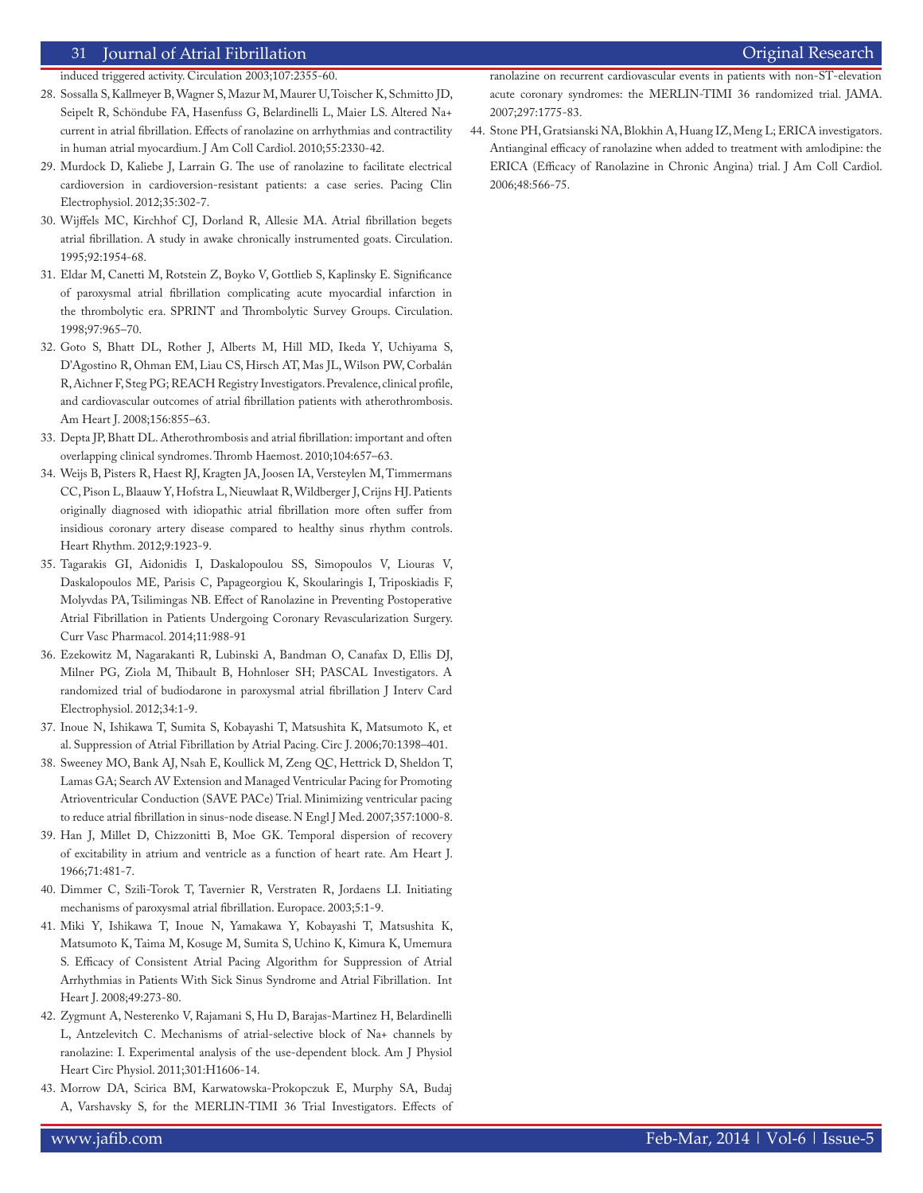induced triggered activity. Circulation 2003;107:2355-60.

28. Sossalla S, Kallmeyer B, Wagner S, Mazur M, Maurer U, Toischer K, Schmitto JD, Seipelt R, Schöndube FA, Hasenfuss G, Belardinelli L, Maier LS. Altered Na+ current in atrial fibrillation. Effects of ranolazine on arrhythmias and contractility in human atrial myocardium. J Am Coll Cardiol. 2010;55:2330-42.
29. Murdock D, Kaliebe J, Larrain G. The use of ranolazine to facilitate electrical cardioversion in cardioversion-resistant patients: a case series. Pacing Clin Electrophysiol. 2012;35:302-7.
30. Wijffels MC, Kirchhof CJ, Dorland R, Allesie MA. Atrial fibrillation begets atrial fibrillation. A study in awake chronically instrumented goats. Circulation. 1995;92:1954-68.
31. Eldar M, Canetti M, Rotstein Z, Boyko V, Gottlieb S, Kaplinsky E. Significance of paroxysmal atrial fibrillation complicating acute myocardial infarction in the thrombolytic era. SPRINT and Thrombolytic Survey Groups. Circulation. 1998;97:965–70.
32. Goto S, Bhatt DL, Rother J, Alberts M, Hill MD, Ikeda Y, Uchiyama S, D'Agostino R, Ohman EM, Liau CS, Hirsch AT, Mas JL, Wilson PW, Corbalán R, Aichner F, Steg PG; REACH Registry Investigators. Prevalence, clinical profile, and cardiovascular outcomes of atrial fibrillation patients with atherothrombosis. Am Heart J. 2008;156:855–63.
33. Depta JP, Bhatt DL. Atherothrombosis and atrial fibrillation: important and often overlapping clinical syndromes. Thromb Haemost. 2010;104:657–63.
34. Weijs B, Pisters R, Haest RJ, Kragten JA, Joosen IA, Versteylen M, Timmermans CC, Pison L, Blaauw Y, Hofstra L, Nieuwlaat R, Wildberger J, Crijns HJ. Patients originally diagnosed with idiopathic atrial fibrillation more often suffer from insidious coronary artery disease compared to healthy sinus rhythm controls. Heart Rhythm. 2012;9:1923-9.
35. Tagarakis GI, Aidonidis I, Daskalopoulou SS, Simopoulos V, Liouras V, Daskalopoulos ME, Parisis C, Papageorgiou K, Skoularingis I, Triposkiadis F, Molyvdas PA, Tsilimingas NB. Effect of Ranolazine in Preventing Postoperative Atrial Fibrillation in Patients Undergoing Coronary Revascularization Surgery. Curr Vasc Pharmacol. 2014;11:988-91
36. Ezekowitz M, Nagarakanti R, Lubinski A, Bandman O, Canafax D, Ellis DJ, Milner PG, Ziola M, Thibault B, Hohnloser SH; PASCAL Investigators. A randomized trial of budiodarone in paroxysmal atrial fibrillation J Interv Card Electrophysiol. 2012;34:1-9.
37. Inoue N, Ishikawa T, Sumita S, Kobayashi T, Matsushita K, Matsumoto K, et al. Suppression of Atrial Fibrillation by Atrial Pacing. Circ J. 2006;70:1398–401.
38. Sweeney MO, Bank AJ, Nsah E, Koullick M, Zeng QC, Hettrick D, Sheldon T, Lamas GA; Search AV Extension and Managed Ventricular Pacing for Promoting Atrioventricular Conduction (SAVE PACe) Trial. Minimizing ventricular pacing to reduce atrial fibrillation in sinus-node disease. N Engl J Med. 2007;357:1000-8.
39. Han J, Millet D, Chizzonitti B, Moe GK. Temporal dispersion of recovery of excitability in atrium and ventricle as a function of heart rate. Am Heart J. 1966;71:481-7.
40. Dimmer C, Szili-Torok T, Tavernier R, Verstraten R, Jordaens LI. Initiating mechanisms of paroxysmal atrial fibrillation. Europace. 2003;5:1-9.
41. Miki Y, Ishikawa T, Inoue N, Yamakawa Y, Kobayashi T, Matsushita K, Matsumoto K, Taima M, Kosuge M, Sumita S, Uchino K, Kimura K, Umemura S. Efficacy of Consistent Atrial Pacing Algorithm for Suppression of Atrial Arrhythmias in Patients With Sick Sinus Syndrome and Atrial Fibrillation. Int Heart J. 2008;49:273-80.
42. Zygmunt A, Nesterenko V, Rajamani S, Hu D, Barajas-Martinez H, Belardinelli L, Antzelevitch C. Mechanisms of atrial-selective block of Na+ channels by ranolazine: I. Experimental analysis of the use-dependent block. Am J Physiol Heart Circ Physiol. 2011;301:H1606-14.
43. Morrow DA, Scirica BM, Karwatowska-Prokopczuk E, Murphy SA, Budaj A, Varshavsky S, for the MERLIN-TIMI 36 Trial Investigators. Effects of ranolazine on recurrent cardiovascular events in patients with non-ST-elevation acute coronary syndromes: the MERLIN-TIMI 36 randomized trial. JAMA. 2007;297:1775-83.
44. Stone PH, Gratsianski NA, Blokhin A, Huang IZ, Meng L; ERICA investigators. Antianginal efficacy of ranolazine when added to treatment with amlodipine: the ERICA (Efficacy of Ranolazine in Chronic Angina) trial. J Am Coll Cardiol. 2006;48:566-75.